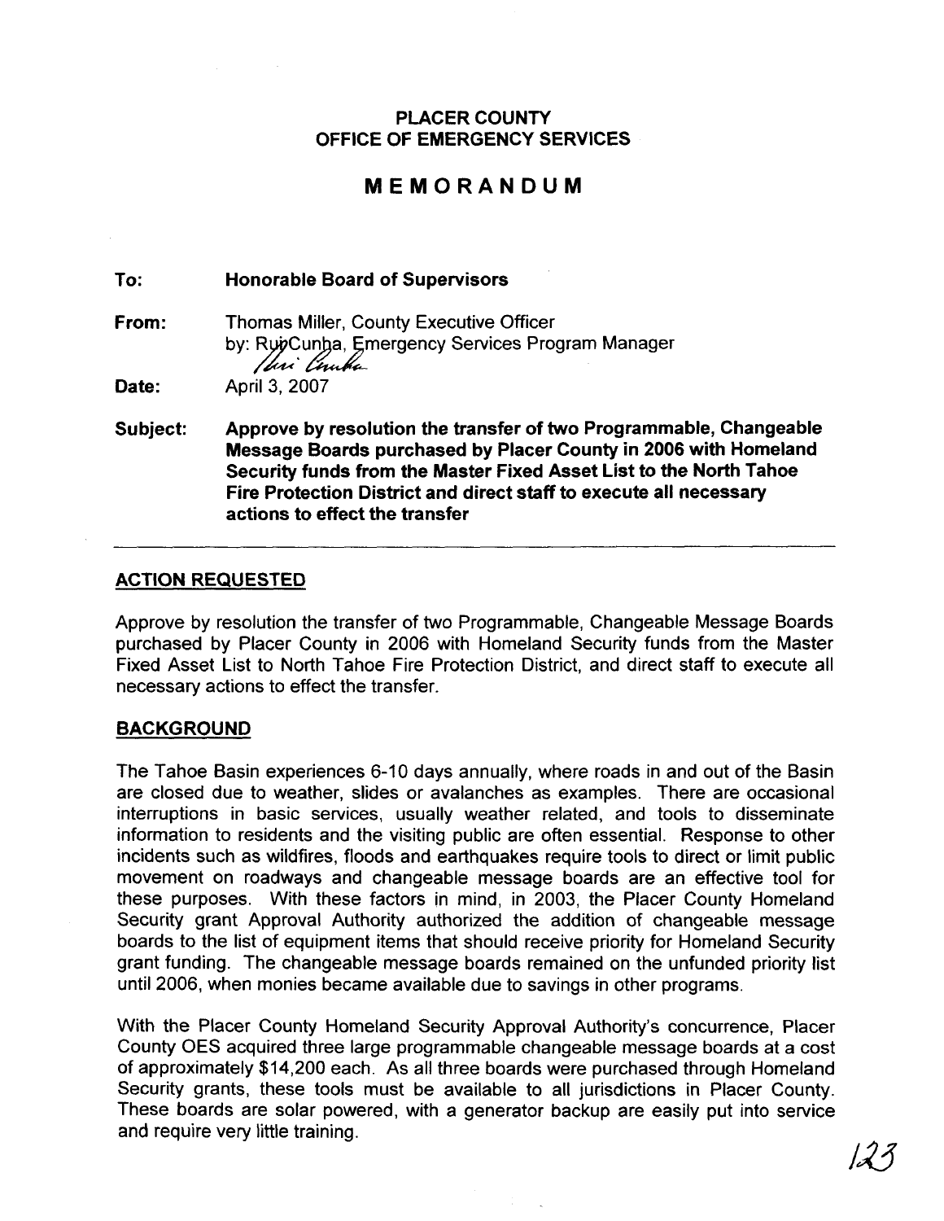# PLACER COUNTY
## OFFICE OF EMERGENCY SERVICES

## MEMORANDUM

**To:** **Honorable Board of Supervisors**

**From:** Thomas Miller, County Executive Officer
by: Rui Cunha, Emergency Services Program Manager

**Date:** April 3, 2007

**Subject:** **Approve by resolution the transfer of two Programmable, Changeable Message Boards purchased by Placer County in 2006 with Homeland Security funds from the Master Fixed Asset List to the North Tahoe Fire Protection District and direct staff to execute all necessary actions to effect the transfer**

---

### ACTION REQUESTED

Approve by resolution the transfer of two Programmable, Changeable Message Boards purchased by Placer County in 2006 with Homeland Security funds from the Master Fixed Asset List to North Tahoe Fire Protection District, and direct staff to execute all necessary actions to effect the transfer.

### BACKGROUND

The Tahoe Basin experiences 6-10 days annually, where roads in and out of the Basin are closed due to weather, slides or avalanches as examples. There are occasional interruptions in basic services, usually weather related, and tools to disseminate information to residents and the visiting public are often essential. Response to other incidents such as wildfires, floods and earthquakes require tools to direct or limit public movement on roadways and changeable message boards are an effective tool for these purposes. With these factors in mind, in 2003, the Placer County Homeland Security grant Approval Authority authorized the addition of changeable message boards to the list of equipment items that should receive priority for Homeland Security grant funding. The changeable message boards remained on the unfunded priority list until 2006, when monies became available due to savings in other programs.

With the Placer County Homeland Security Approval Authority's concurrence, Placer County OES acquired three large programmable changeable message boards at a cost of approximately $14,200 each. As all three boards were purchased through Homeland Security grants, these tools must be available to all jurisdictions in Placer County. These boards are solar powered, with a generator backup are easily put into service and require very little training.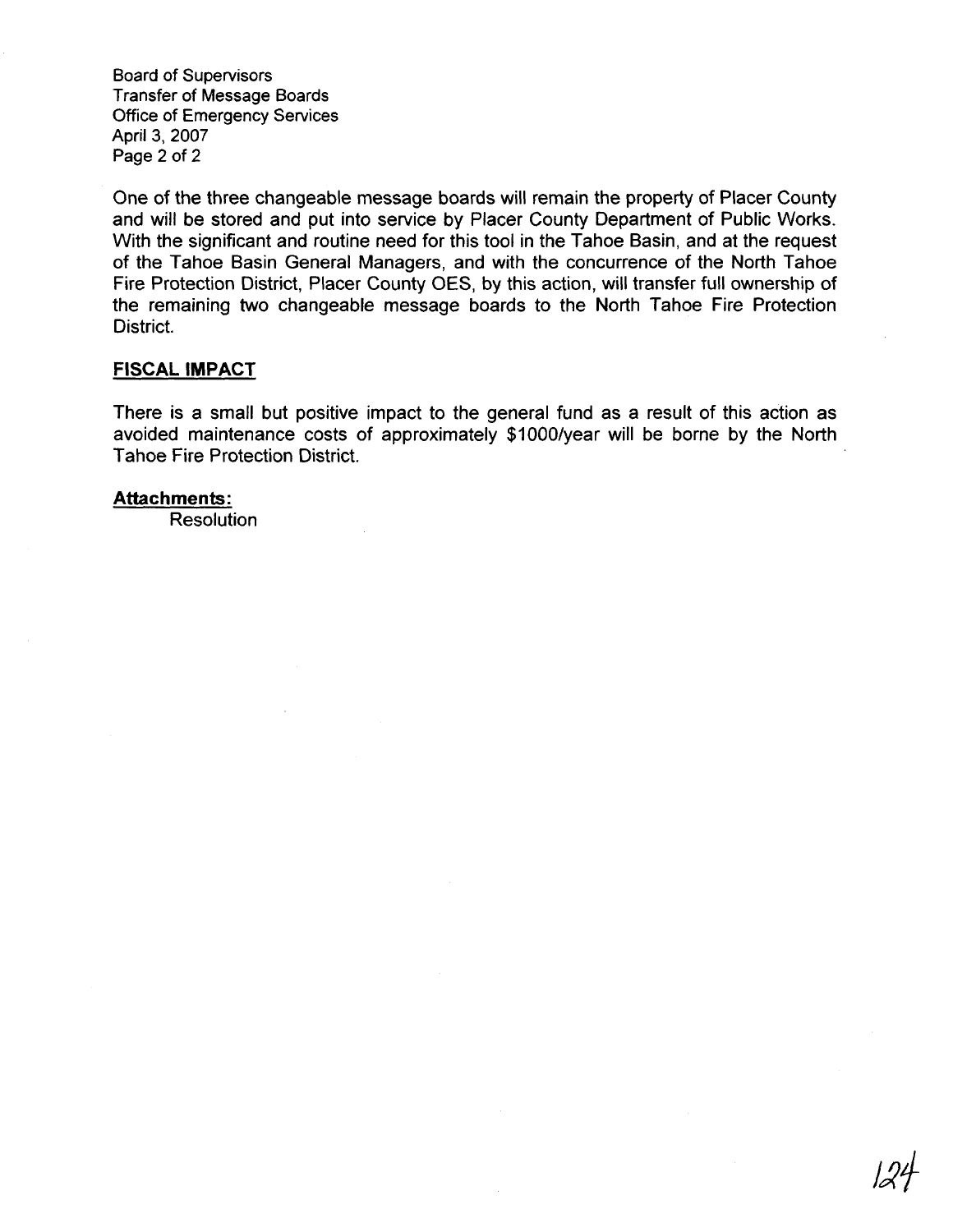One of the three changeable message boards will remain the property of Placer County and will be stored and put into service by Placer County Department of Public Works. With the significant and routine need for this tool in the Tahoe Basin, and at the request of the Tahoe Basin General Managers, and with the concurrence of the North Tahoe Fire Protection District, Placer County OES, by this action, will transfer full ownership of the remaining two changeable message boards to the North Tahoe Fire Protection District.

## FISCAL IMPACT

There is a small but positive impact to the general fund as a result of this action as avoided maintenance costs of approximately $1000/year will be borne by the North Tahoe Fire Protection District.

**Attachments:**

Resolution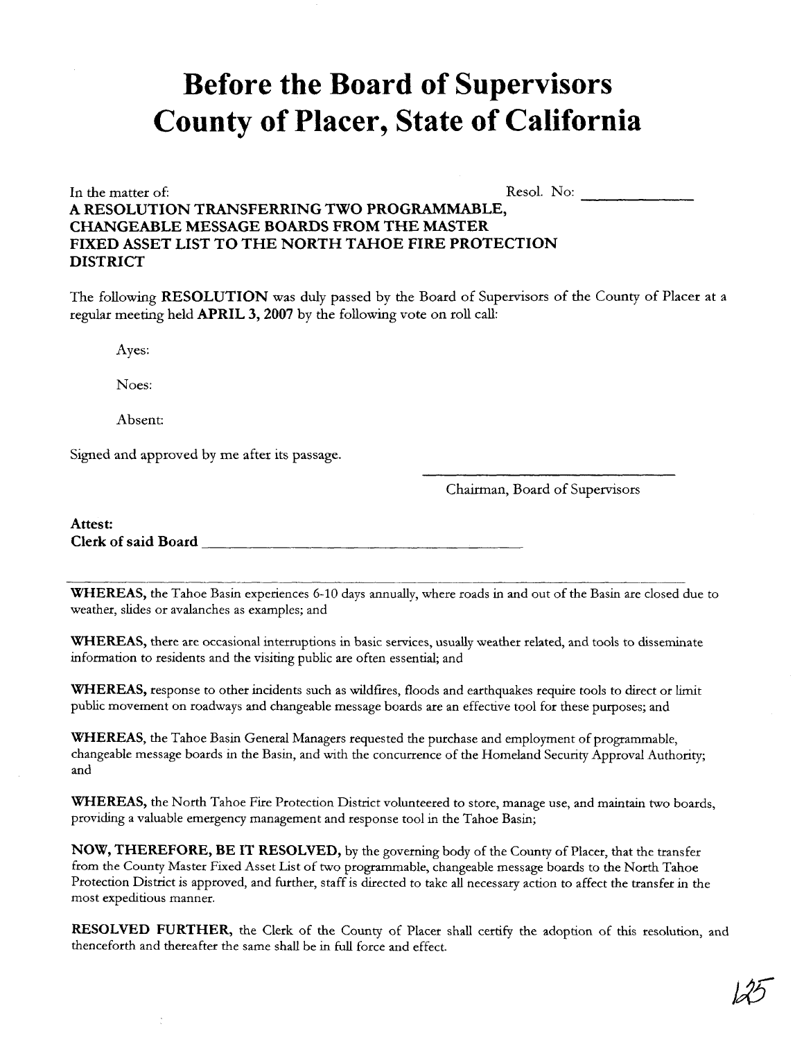# Before the Board of Supervisors County of Placer, State of California

In the matter of: Resol. No: ______________

**A RESOLUTION TRANSFERRING TWO PROGRAMMABLE, CHANGEABLE MESSAGE BOARDS FROM THE MASTER FIXED ASSET LIST TO THE NORTH TAHOE FIRE PROTECTION DISTRICT**

The following **RESOLUTION** was duly passed by the Board of Supervisors of the County of Placer at a regular meeting held **APRIL 3, 2007** by the following vote on roll call:

Ayes:

Noes:

Absent:

Signed and approved by me after its passage.

______________________________
Chairman, Board of Supervisors

**Attest:**
**Clerk of said Board** ______________________________

---

**WHEREAS,** the Tahoe Basin experiences 6-10 days annually, where roads in and out of the Basin are closed due to weather, slides or avalanches as examples; and

**WHEREAS,** there are occasional interruptions in basic services, usually weather related, and tools to disseminate information to residents and the visiting public are often essential; and

**WHEREAS,** response to other incidents such as wildfires, floods and earthquakes require tools to direct or limit public movement on roadways and changeable message boards are an effective tool for these purposes; and

**WHEREAS,** the Tahoe Basin General Managers requested the purchase and employment of programmable, changeable message boards in the Basin, and with the concurrence of the Homeland Security Approval Authority; and

**WHEREAS,** the North Tahoe Fire Protection District volunteered to store, manage use, and maintain two boards, providing a valuable emergency management and response tool in the Tahoe Basin;

**NOW, THEREFORE, BE IT RESOLVED,** by the governing body of the County of Placer, that the transfer from the County Master Fixed Asset List of two programmable, changeable message boards to the North Tahoe Protection District is approved, and further, staff is directed to take all necessary action to affect the transfer in the most expeditious manner.

**RESOLVED FURTHER,** the Clerk of the County of Placer shall certify the adoption of this resolution, and thenceforth and thereafter the same shall be in full force and effect.